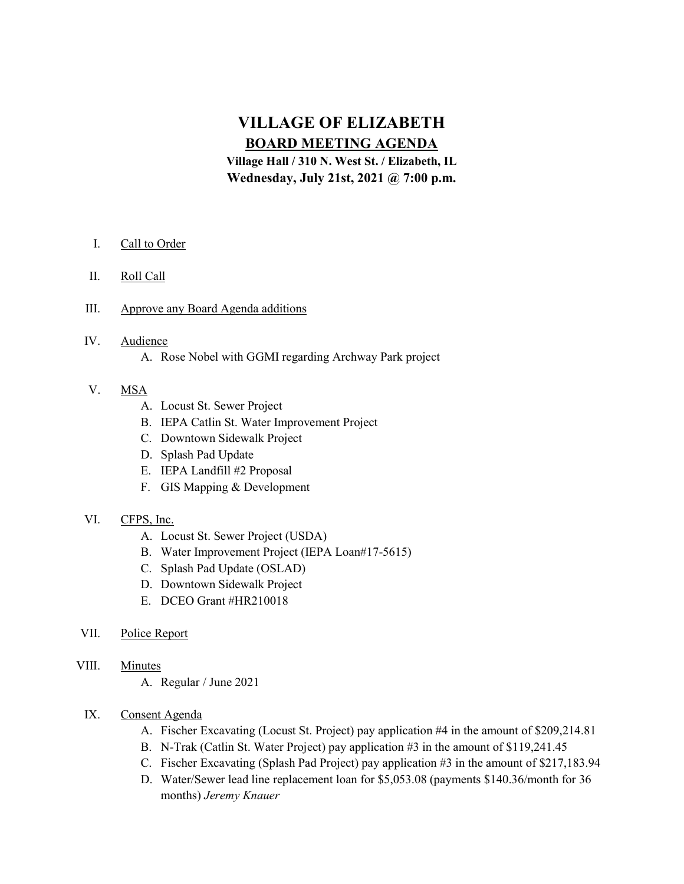# VILLAGE OF ELIZABETH

## BOARD MEETING AGENDA

**Village Hall / 310 N. West St. / Elizabeth, IL**
**Wednesday, July 21st, 2021 @ 7:00 p.m.**

I. Call to Order

II. Roll Call

III. Approve any Board Agenda additions

IV. Audience
   A. Rose Nobel with GGMI regarding Archway Park project

V. MSA
   A. Locust St. Sewer Project
   B. IEPA Catlin St. Water Improvement Project
   C. Downtown Sidewalk Project
   D. Splash Pad Update
   E. IEPA Landfill #2 Proposal
   F. GIS Mapping & Development

VI. CFPS, Inc.
   A. Locust St. Sewer Project (USDA)
   B. Water Improvement Project (IEPA Loan#17-5615)
   C. Splash Pad Update (OSLAD)
   D. Downtown Sidewalk Project
   E. DCEO Grant #HR210018

VII. Police Report

VIII. Minutes
   A. Regular / June 2021

IX. Consent Agenda
   A. Fischer Excavating (Locust St. Project) pay application #4 in the amount of $209,214.81
   B. N-Trak (Catlin St. Water Project) pay application #3 in the amount of $119,241.45
   C. Fischer Excavating (Splash Pad Project) pay application #3 in the amount of $217,183.94
   D. Water/Sewer lead line replacement loan for $5,053.08 (payments $140.36/month for 36 months) *Jeremy Knauer*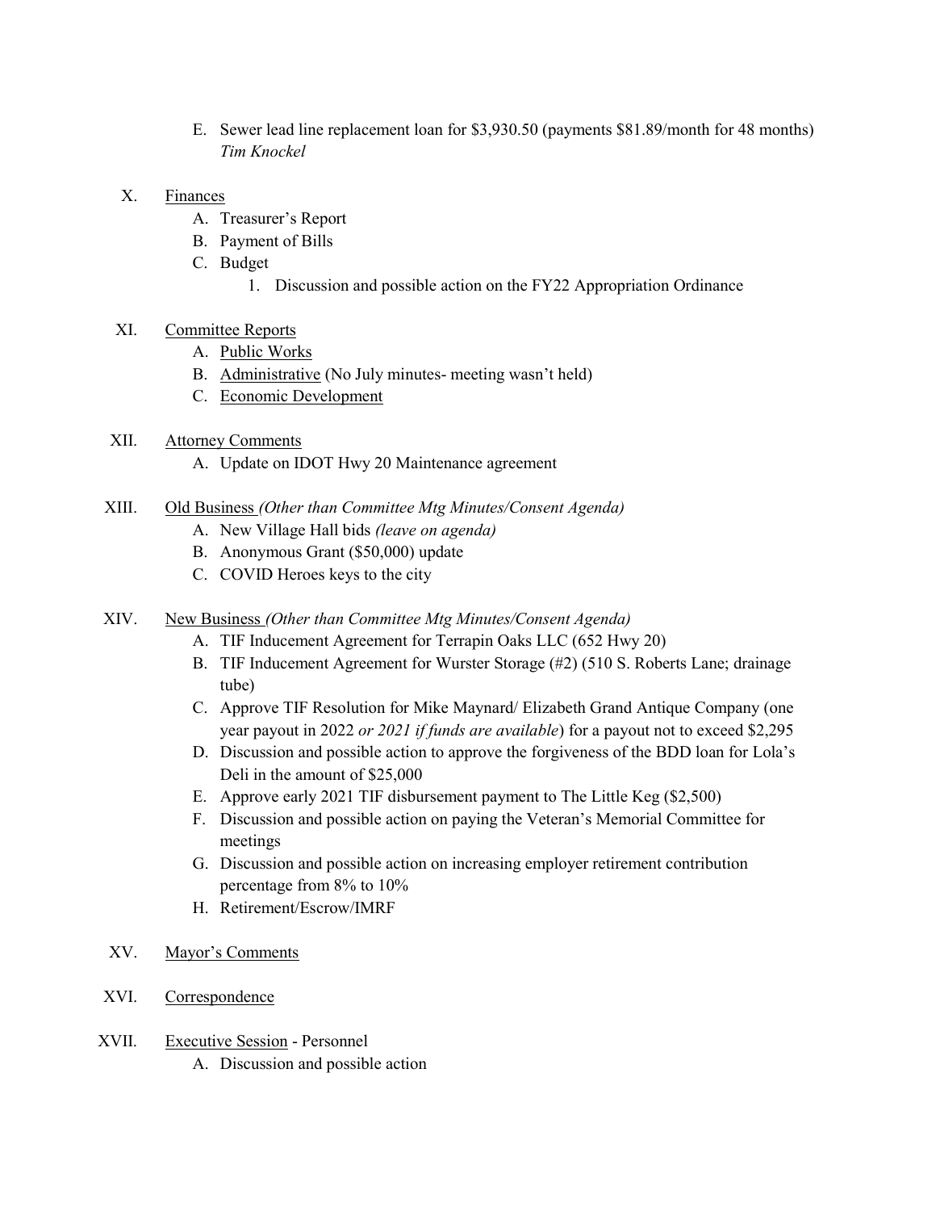E. Sewer lead line replacement loan for $3,930.50 (payments $81.89/month for 48 months) *Tim Knockel*

X. <u>Finances</u>
   A. Treasurer's Report
   B. Payment of Bills
   C. Budget
      1. Discussion and possible action on the FY22 Appropriation Ordinance

XI. <u>Committee Reports</u>
   A. <u>Public Works</u>
   B. <u>Administrative</u> (No July minutes- meeting wasn't held)
   C. <u>Economic Development</u>

XII. <u>Attorney Comments</u>
   A. Update on IDOT Hwy 20 Maintenance agreement

XIII. <u>Old Business</u> *(Other than Committee Mtg Minutes/Consent Agenda)*
   A. New Village Hall bids *(leave on agenda)*
   B. Anonymous Grant ($50,000) update
   C. COVID Heroes keys to the city

XIV. <u>New Business</u> *(Other than Committee Mtg Minutes/Consent Agenda)*
   A. TIF Inducement Agreement for Terrapin Oaks LLC (652 Hwy 20)
   B. TIF Inducement Agreement for Wurster Storage (#2) (510 S. Roberts Lane; drainage tube)
   C. Approve TIF Resolution for Mike Maynard/ Elizabeth Grand Antique Company (one year payout in 2022 *or 2021 if funds are available*) for a payout not to exceed $2,295
   D. Discussion and possible action to approve the forgiveness of the BDD loan for Lola's Deli in the amount of $25,000
   E. Approve early 2021 TIF disbursement payment to The Little Keg ($2,500)
   F. Discussion and possible action on paying the Veteran's Memorial Committee for meetings
   G. Discussion and possible action on increasing employer retirement contribution percentage from 8% to 10%
   H. Retirement/Escrow/IMRF

XV. <u>Mayor's Comments</u>

XVI. <u>Correspondence</u>

XVII. <u>Executive Session</u> - Personnel
   A. Discussion and possible action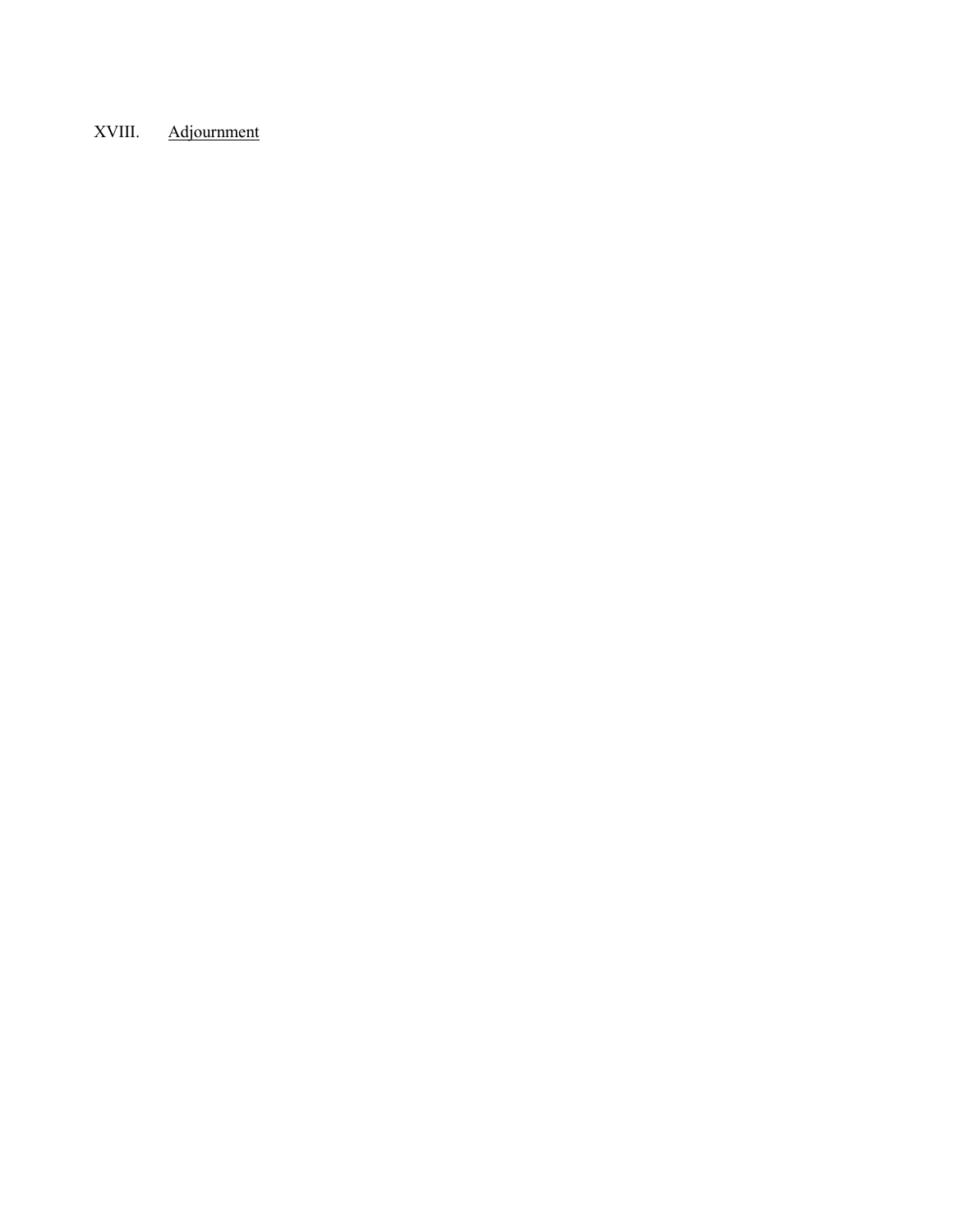XVIII. Adjournment